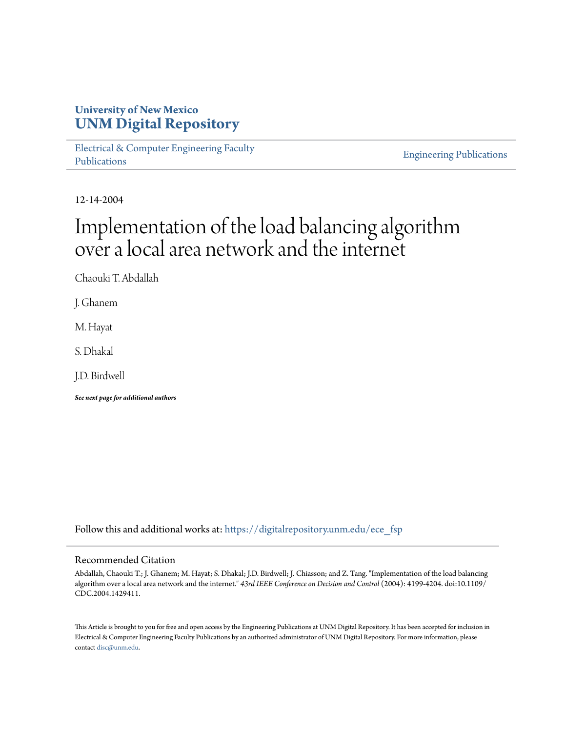University of New Mexico
# UNM Digital Repository

Electrical & Computer Engineering Faculty Publications

Engineering Publications

12-14-2004

# Implementation of the load balancing algorithm over a local area network and the internet

Chaouki T. Abdallah

J. Ghanem

M. Hayat

S. Dhakal

J.D. Birdwell

***See next page for additional authors***

Follow this and additional works at: https://digitalrepository.unm.edu/ece_fsp

## Recommended Citation

Abdallah, Chaouki T.; J. Ghanem; M. Hayat; S. Dhakal; J.D. Birdwell; J. Chiasson; and Z. Tang. "Implementation of the load balancing algorithm over a local area network and the internet." *43rd IEEE Conference on Decision and Control* (2004): 4199-4204. doi:10.1109/CDC.2004.1429411.

This Article is brought to you for free and open access by the Engineering Publications at UNM Digital Repository. It has been accepted for inclusion in Electrical & Computer Engineering Faculty Publications by an authorized administrator of UNM Digital Repository. For more information, please contact disc@unm.edu.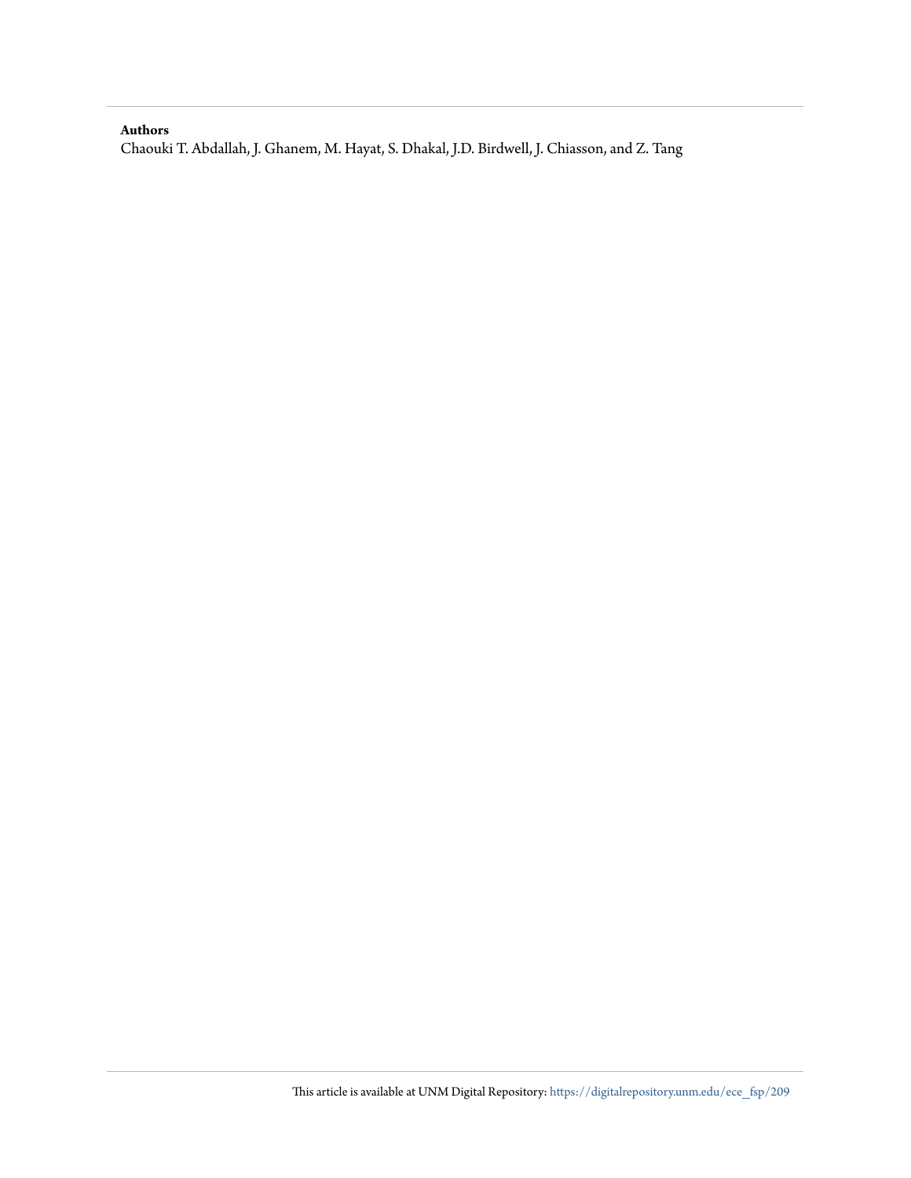**Authors**

Chaouki T. Abdallah, J. Ghanem, M. Hayat, S. Dhakal, J.D. Birdwell, J. Chiasson, and Z. Tang

This article is available at UNM Digital Repository: https://digitalrepository.unm.edu/ece_fsp/209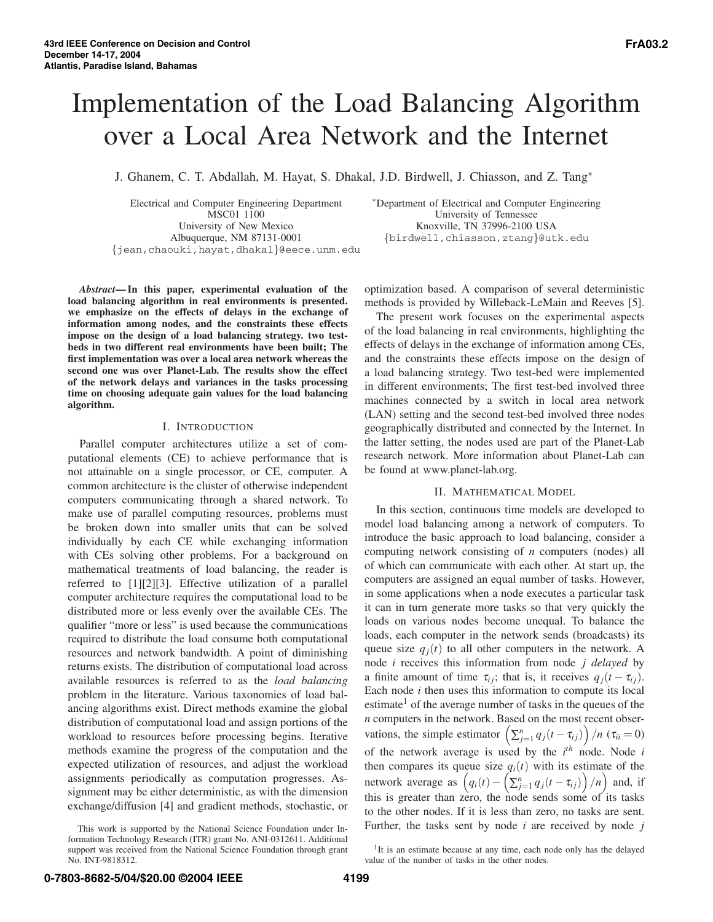# Implementation of the Load Balancing Algorithm over a Local Area Network and the Internet

J. Ghanem, C. T. Abdallah, M. Hayat, S. Dhakal, J.D. Birdwell, J. Chiasson, and Z. Tang*

Electrical and Computer Engineering Department
MSC01 1100
University of New Mexico
Albuquerque, NM 87131-0001
{jean,chaouki,hayat,dhakal}@eece.unm.edu

*Department of Electrical and Computer Engineering
University of Tennessee
Knoxville, TN 37996-2100 USA
{birdwell,chiasson,ztang}@utk.edu

***Abstract*— In this paper, experimental evaluation of the load balancing algorithm in real environments is presented. we emphasize on the effects of delays in the exchange of information among nodes, and the constraints these effects impose on the design of a load balancing strategy. two test-beds in two different real environments have been built; The first implementation was over a local area network whereas the second one was over Planet-Lab. The results show the effect of the network delays and variances in the tasks processing time on choosing adequate gain values for the load balancing algorithm.**

## I. Introduction

Parallel computer architectures utilize a set of computational elements (CE) to achieve performance that is not attainable on a single processor, or CE, computer. A common architecture is the cluster of otherwise independent computers communicating through a shared network. To make use of parallel computing resources, problems must be broken down into smaller units that can be solved individually by each CE while exchanging information with CEs solving other problems. For a background on mathematical treatments of load balancing, the reader is referred to [1][2][3]. Effective utilization of a parallel computer architecture requires the computational load to be distributed more or less evenly over the available CEs. The qualifier "more or less" is used because the communications required to distribute the load consume both computational resources and network bandwidth. A point of diminishing returns exists. The distribution of computational load across available resources is referred to as the *load balancing* problem in the literature. Various taxonomies of load balancing algorithms exist. Direct methods examine the global distribution of computational load and assign portions of the workload to resources before processing begins. Iterative methods examine the progress of the computation and the expected utilization of resources, and adjust the workload assignments periodically as computation progresses. Assignment may be either deterministic, as with the dimension exchange/diffusion [4] and gradient methods, stochastic, or optimization based. A comparison of several deterministic methods is provided by Willeback-LeMain and Reeves [5].

The present work focuses on the experimental aspects of the load balancing in real environments, highlighting the effects of delays in the exchange of information among CEs, and the constraints these effects impose on the design of a load balancing strategy. Two test-bed were implemented in different environments; The first test-bed involved three machines connected by a switch in local area network (LAN) setting and the second test-bed involved three nodes geographically distributed and connected by the Internet. In the latter setting, the nodes used are part of the Planet-Lab research network. More information about Planet-Lab can be found at www.planet-lab.org.

## II. Mathematical Model

In this section, continuous time models are developed to model load balancing among a network of computers. To introduce the basic approach to load balancing, consider a computing network consisting of $n$ computers (nodes) all of which can communicate with each other. At start up, the computers are assigned an equal number of tasks. However, in some applications when a node executes a particular task it can in turn generate more tasks so that very quickly the loads on various nodes become unequal. To balance the loads, each computer in the network sends (broadcasts) its queue size $q_j(t)$ to all other computers in the network. A node $i$ receives this information from node $j$ *delayed* by a finite amount of time $\tau_{ij}$; that is, it receives $q_j(t-\tau_{ij})$. Each node $i$ then uses this information to compute its local estimate[1] of the average number of tasks in the queues of the $n$ computers in the network. Based on the most recent observations, the simple estimator $\left(\sum_{j=1}^{n} q_j(t-\tau_{ij})\right)/n$ $(\tau_{ii}=0)$ of the network average is used by the $i^{th}$ node. Node $i$ then compares its queue size $q_i(t)$ with its estimate of the network average as $\left(q_i(t) - \left(\sum_{j=1}^{n} q_j(t-\tau_{ij})\right)/n\right)$ and, if this is greater than zero, the node sends some of its tasks to the other nodes. If it is less than zero, no tasks are sent. Further, the tasks sent by node $i$ are received by node $j$

This work is supported by the National Science Foundation under Information Technology Research (ITR) grant No. ANI-0312611. Additional support was received from the National Science Foundation through grant No. INT-9818312.

[1] It is an estimate because at any time, each node only has the delayed value of the number of tasks in the other nodes.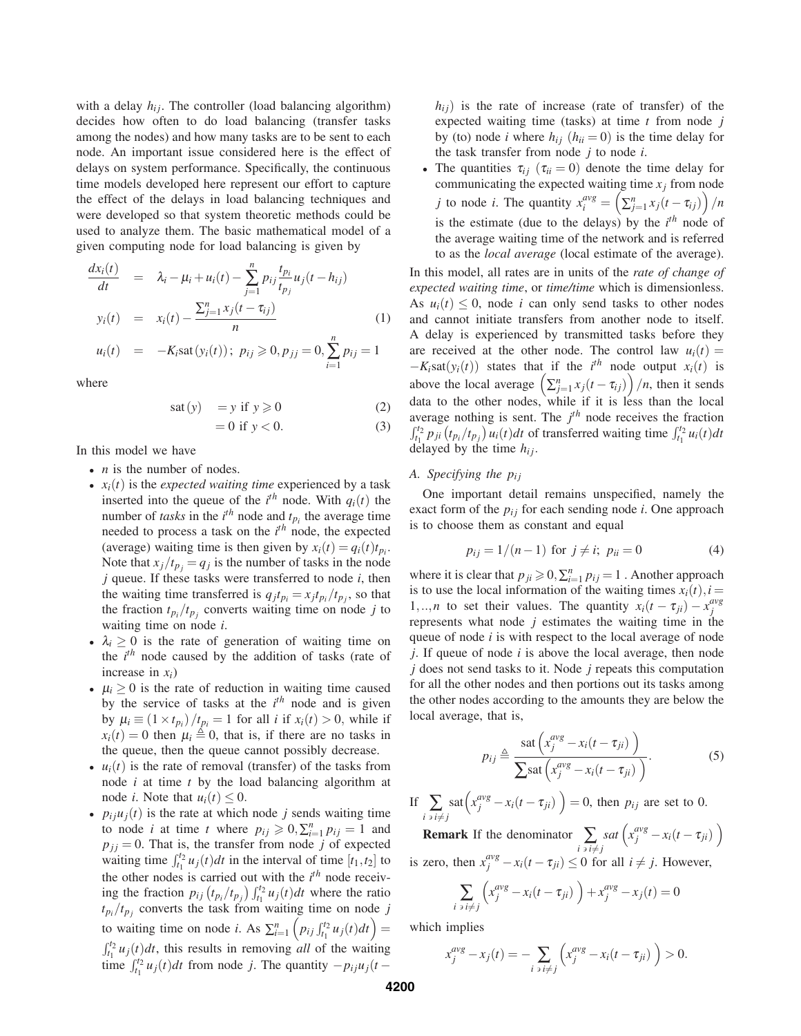with a delay $h_{ij}$. The controller (load balancing algorithm) decides how often to do load balancing (transfer tasks among the nodes) and how many tasks are to be sent to each node. An important issue considered here is the effect of delays on system performance. Specifically, the continuous time models developed here represent our effort to capture the effect of the delays in load balancing techniques and were developed so that system theoretic methods could be used to analyze them. The basic mathematical model of a given computing node for load balancing is given by

$$
\begin{aligned}
\frac{dx_i(t)}{dt} &= \lambda_i - \mu_i + u_i(t) - \sum_{j=1}^{n} p_{ij}\frac{t_{p_i}}{t_{p_j}}u_j(t-h_{ij}) \\
y_i(t) &= x_i(t) - \frac{\sum_{j=1}^{n} x_j(t-\tau_{ij})}{n} \\
u_i(t) &= -K_i \mathrm{sat}(y_i(t))\,;\ p_{ij} \geqslant 0, p_{jj} = 0, \sum_{i=1}^{n} p_{ij} = 1
\end{aligned}
\tag{1}
$$

where

$$
\begin{aligned}
\mathrm{sat}(y) &= y \text{ if } y \geqslant 0 &(2)\\
&= 0 \text{ if } y < 0. &(3)
\end{aligned}
$$

In this model we have

- $n$ is the number of nodes.
- $x_i(t)$ is the *expected waiting time* experienced by a task inserted into the queue of the $i^{th}$ node. With $q_i(t)$ the number of *tasks* in the $i^{th}$ node and $t_{p_i}$ the average time needed to process a task on the $i^{th}$ node, the expected (average) waiting time is then given by $x_i(t) = q_i(t)t_{p_i}$. Note that $x_j/t_{p_j} = q_j$ is the number of tasks in the node $j$ queue. If these tasks were transferred to node $i$, then the waiting time transferred is $q_j t_{p_i} = x_j t_{p_i}/t_{p_j}$, so that the fraction $t_{p_i}/t_{p_j}$ converts waiting time on node $j$ to waiting time on node $i$.
- $\lambda_i \geq 0$ is the rate of generation of waiting time on the $i^{th}$ node caused by the addition of tasks (rate of increase in $x_i$)
- $\mu_i \geq 0$ is the rate of reduction in waiting time caused by the service of tasks at the $i^{th}$ node and is given by $\mu_i \equiv (1 \times t_{p_i})/t_{p_i} = 1$ for all $i$ if $x_i(t) > 0$, while if $x_i(t) = 0$ then $\mu_i \triangleq 0$, that is, if there are no tasks in the queue, then the queue cannot possibly decrease.
- $u_i(t)$ is the rate of removal (transfer) of the tasks from node $i$ at time $t$ by the load balancing algorithm at node $i$. Note that $u_i(t) \leq 0$.
- $p_{ij}u_j(t)$ is the rate at which node $j$ sends waiting time to node $i$ at time $t$ where $p_{ij} \geqslant 0, \sum_{i=1}^{n} p_{ij} = 1$ and $p_{jj} = 0$. That is, the transfer from node $j$ of expected waiting time $\int_{t_1}^{t_2} u_j(t)dt$ in the interval of time $[t_1, t_2]$ to the other nodes is carried out with the $i^{th}$ node receiving the fraction $p_{ij}\left(t_{p_i}/t_{p_j}\right)\int_{t_1}^{t_2} u_j(t)dt$ where the ratio $t_{p_i}/t_{p_j}$ converts the task from waiting time on node $j$ to waiting time on node $i$. As $\sum_{i=1}^{n}\left(p_{ij}\int_{t_1}^{t_2} u_j(t)dt\right) = \int_{t_1}^{t_2} u_j(t)dt$, this results in removing *all* of the waiting time $\int_{t_1}^{t_2} u_j(t)dt$ from node $j$. The quantity $-p_{ij}u_j(t-h_{ij})$ is the rate of increase (rate of transfer) of the expected waiting time (tasks) at time $t$ from node $j$ by (to) node $i$ where $h_{ij}$ $(h_{ii} = 0)$ is the time delay for the task transfer from node $j$ to node $i$.
- The quantities $\tau_{ij}$ $(\tau_{ii} = 0)$ denote the time delay for communicating the expected waiting time $x_j$ from node $j$ to node $i$. The quantity $x_i^{avg} = \left(\sum_{j=1}^{n} x_j(t-\tau_{ij})\right)/n$ is the estimate (due to the delays) by the $i^{th}$ node of the average waiting time of the network and is referred to as the *local average* (local estimate of the average).

In this model, all rates are in units of the *rate of change of expected waiting time*, or *time/time* which is dimensionless. As $u_i(t) \leq 0$, node $i$ can only send tasks to other nodes and cannot initiate transfers from another node to itself. A delay is experienced by transmitted tasks before they are received at the other node. The control law $u_i(t) = -K_i \mathrm{sat}(y_i(t))$ states that if the $i^{th}$ node output $x_i(t)$ is above the local average $\left(\sum_{j=1}^{n} x_j(t-\tau_{ij})\right)/n$, then it sends data to the other nodes, while if it is less than the local average nothing is sent. The $j^{th}$ node receives the fraction $\int_{t_1}^{t_2} p_{ji}\left(t_{p_i}/t_{p_j}\right)u_i(t)dt$ of transferred waiting time $\int_{t_1}^{t_2} u_i(t)dt$ delayed by the time $h_{ij}$.

### A. Specifying the $p_{ij}$

One important detail remains unspecified, namely the exact form of the $p_{ij}$ for each sending node $i$. One approach is to choose them as constant and equal

$$
p_{ij} = 1/(n-1) \text{ for } j \neq i;\ p_{ii} = 0 \tag{4}
$$

where it is clear that $p_{ji} \geqslant 0, \sum_{i=1}^{n} p_{ij} = 1$ . Another approach is to use the local information of the waiting times $x_i(t), i = 1,..,n$ to set their values. The quantity $x_i(t-\tau_{ji}) - x_j^{avg}$ represents what node $j$ estimates the waiting time in the queue of node $i$ is with respect to the local average of node $j$. If queue of node $i$ is above the local average, then node $j$ does not send tasks to it. Node $j$ repeats this computation for all the other nodes and then portions out its tasks among the other nodes according to the amounts they are below the local average, that is,

$$
p_{ij} \triangleq \frac{\mathrm{sat}\left(x_j^{avg} - x_i(t-\tau_{ji})\right)}{\sum \mathrm{sat}\left(x_j^{avg} - x_i(t-\tau_{ji})\right)}. \tag{5}
$$

If $\sum_{i \ni i \neq j} \mathrm{sat}\left(x_j^{avg} - x_i(t-\tau_{ji})\right) = 0$, then $p_{ij}$ are set to 0.

**Remark** If the denominator $\sum_{i \ni i \neq j} sat\left(x_j^{avg} - x_i(t-\tau_{ji})\right)$ is zero, then $x_j^{avg} - x_i(t-\tau_{ji}) \leq 0$ for all $i \neq j$. However,

$$
\sum_{i \ni i \neq j}\left(x_j^{avg} - x_i(t-\tau_{ji})\right) + x_j^{avg} - x_j(t) = 0
$$

which implies

$$
x_j^{avg} - x_j(t) = -\sum_{i \ni i \neq j}\left(x_j^{avg} - x_i(t-\tau_{ji})\right) > 0.
$$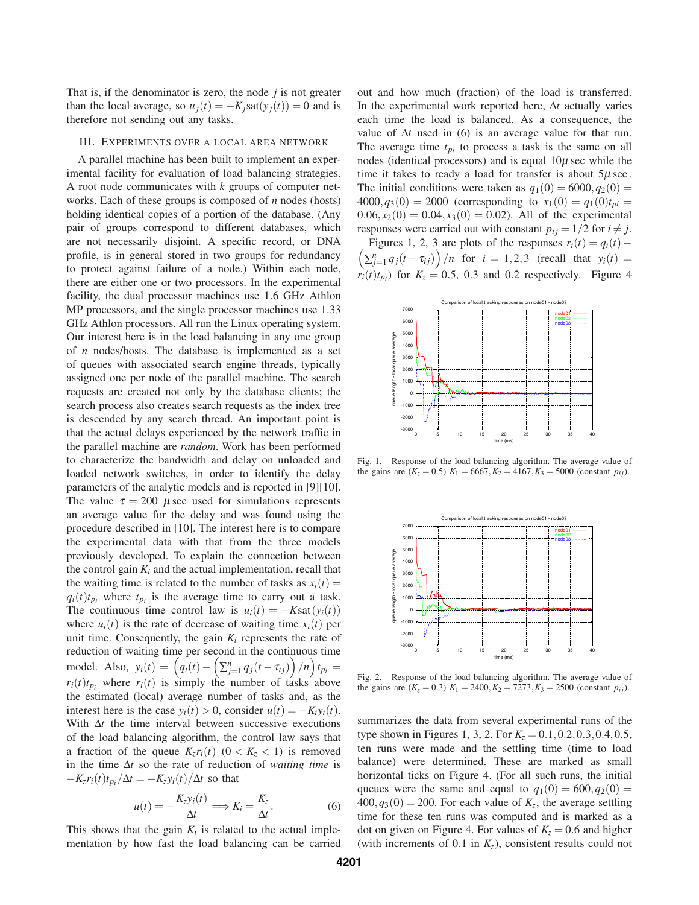That is, if the denominator is zero, the node $j$ is not greater than the local average, so $u_j(t) = -K_j \text{sat}(y_j(t)) = 0$ and is therefore not sending out any tasks.

## III. Experiments over a local area network

A parallel machine has been built to implement an experimental facility for evaluation of load balancing strategies. A root node communicates with $k$ groups of computer networks. Each of these groups is composed of $n$ nodes (hosts) holding identical copies of a portion of the database. (Any pair of groups correspond to different databases, which are not necessarily disjoint. A specific record, or DNA profile, is in general stored in two groups for redundancy to protect against failure of a node.) Within each node, there are either one or two processors. In the experimental facility, the dual processor machines use 1.6 GHz Athlon MP processors, and the single processor machines use 1.33 GHz Athlon processors. All run the Linux operating system. Our interest here is in the load balancing in any one group of $n$ nodes/hosts. The database is implemented as a set of queues with associated search engine threads, typically assigned one per node of the parallel machine. The search requests are created not only by the database clients; the search process also creates search requests as the index tree is descended by any search thread. An important point is that the actual delays experienced by the network traffic in the parallel machine are *random*. Work has been performed to characterize the bandwidth and delay on unloaded and loaded network switches, in order to identify the delay parameters of the analytic models and is reported in [9][10]. The value $\tau = 200$ $\mu$sec used for simulations represents an average value for the delay and was found using the procedure described in [10]. The interest here is to compare the experimental data with that from the three models previously developed. To explain the connection between the control gain $K_i$ and the actual implementation, recall that the waiting time is related to the number of tasks as $x_i(t) = q_i(t)t_{p_i}$ where $t_{p_i}$ is the average time to carry out a task. The continuous time control law is $u_i(t) = -K\text{sat}(y_i(t))$ where $u_i(t)$ is the rate of decrease of waiting time $x_i(t)$ per unit time. Consequently, the gain $K_i$ represents the rate of reduction of waiting time per second in the continuous time model. Also, $y_i(t) = \left(q_i(t) - \left(\sum_{j=1}^n q_j(t-\tau_{ij})\right)/n\right)t_{p_i} = r_i(t)t_{p_i}$ where $r_i(t)$ is simply the number of tasks above the estimated (local) average number of tasks and, as the interest here is the case $y_i(t) > 0$, consider $u(t) = -K_i y_i(t)$. With $\Delta t$ the time interval between successive executions of the load balancing algorithm, the control law says that a fraction of the queue $K_z r_i(t)$ $(0 < K_z < 1)$ is removed in the time $\Delta t$ so the rate of reduction of *waiting time* is $-K_z r_i(t)t_{p_i}/\Delta t = -K_z y_i(t)/\Delta t$ so that

$$u(t) = -\frac{K_z y_i(t)}{\Delta t} \Longrightarrow K_i = \frac{K_z}{\Delta t}. \qquad (6)$$

This shows that the gain $K_i$ is related to the actual implementation by how fast the load balancing can be carried out and how much (fraction) of the load is transferred. In the experimental work reported here, $\Delta t$ actually varies each time the load is balanced. As a consequence, the value of $\Delta t$ used in (6) is an average value for that run. The average time $t_{p_i}$ to process a task is the same on all nodes (identical processors) and is equal $10\mu$sec while the time it takes to ready a load for transfer is about $5\mu$sec. The initial conditions were taken as $q_1(0) = 6000, q_2(0) = 4000, q_3(0) = 2000$ (corresponding to $x_1(0) = q_1(0)t_{pi} = 0.06, x_2(0) = 0.04, x_3(0) = 0.02$). All of the experimental responses were carried out with constant $p_{ij} = 1/2$ for $i \neq j$.

Figures 1, 2, 3 are plots of the responses $r_i(t) = q_i(t) - \left(\sum_{j=1}^n q_j(t-\tau_{ij})\right)/n$ for $i = 1,2,3$ (recall that $y_i(t) = r_i(t)t_{p_i}$) for $K_z = 0.5$, 0.3 and 0.2 respectively. Figure 4 summarizes the data from several experimental runs of the type shown in Figures 1, 3, 2. For $K_z = 0.1, 0.2, 0.3, 0.4, 0.5$, ten runs were made and the settling time (time to load balance) were determined. These are marked as small horizontal ticks on Figure 4. (For all such runs, the initial queues were the same and equal to $q_1(0) = 600, q_2(0) = 400, q_3(0) = 200$. For each value of $K_z$, the average settling time for these ten runs was computed and is marked as a dot on given on Figure 4. For values of $K_z = 0.6$ and higher (with increments of 0.1 in $K_z$), consistent results could not

Fig. 1. Response of the load balancing algorithm. The average value of the gains are $(K_z = 0.5)$ $K_1 = 6667, K_2 = 4167, K_3 = 5000$ (constant $p_{ij}$).

Fig. 2. Response of the load balancing algorithm. The average value of the gains are $(K_z = 0.3)$ $K_1 = 2400, K_2 = 7273, K_3 = 2500$ (constant $p_{ij}$).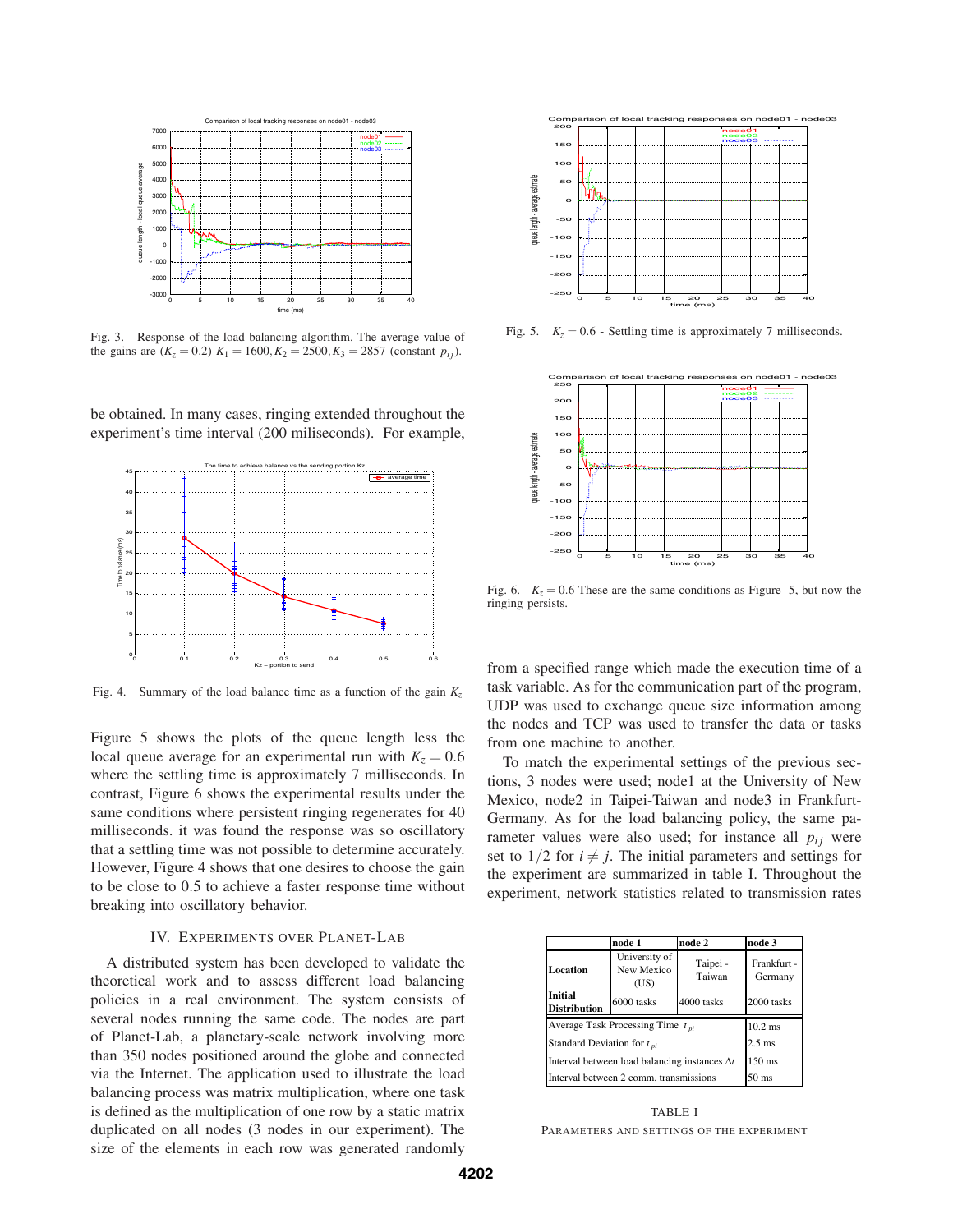Fig. 3. Response of the load balancing algorithm. The average value of the gains are ($K_z = 0.2$) $K_1 = 1600, K_2 = 2500, K_3 = 2857$ (constant $p_{ij}$).

be obtained. In many cases, ringing extended throughout the experiment's time interval (200 miliseconds). For example,

Fig. 4. Summary of the load balance time as a function of the gain $K_z$

Figure 5 shows the plots of the queue length less the local queue average for an experimental run with $K_z = 0.6$ where the settling time is approximately 7 milliseconds. In contrast, Figure 6 shows the experimental results under the same conditions where persistent ringing regenerates for 40 milliseconds. it was found the response was so oscillatory that a settling time was not possible to determine accurately. However, Figure 4 shows that one desires to choose the gain to be close to 0.5 to achieve a faster response time without breaking into oscillatory behavior.

## IV. Experiments over Planet-Lab

A distributed system has been developed to validate the theoretical work and to assess different load balancing policies in a real environment. The system consists of several nodes running the same code. The nodes are part of Planet-Lab, a planetary-scale network involving more than 350 nodes positioned around the globe and connected via the Internet. The application used to illustrate the load balancing process was matrix multiplication, where one task is defined as the multiplication of one row by a static matrix duplicated on all nodes (3 nodes in our experiment). The size of the elements in each row was generated randomly

Fig. 5. $K_z = 0.6$ - Settling time is approximately 7 milliseconds.

Fig. 6. $K_z = 0.6$ These are the same conditions as Figure 5, but now the ringing persists.

from a specified range which made the execution time of a task variable. As for the communication part of the program, UDP was used to exchange queue size information among the nodes and TCP was used to transfer the data or tasks from one machine to another.

To match the experimental settings of the previous sections, 3 nodes were used; node1 at the University of New Mexico, node2 in Taipei-Taiwan and node3 in Frankfurt-Germany. As for the load balancing policy, the same parameter values were also used; for instance all $p_{ij}$ were set to $1/2$ for $i \neq j$. The initial parameters and settings for the experiment are summarized in table I. Throughout the experiment, network statistics related to transmission rates

| | node 1 | node 2 | node 3 |
|---|---|---|---|
| **Location** | University of New Mexico (US) | Taipei - Taiwan | Frankfurt - Germany |
| **Initial Distribution** | 6000 tasks | 4000 tasks | 2000 tasks |
| Average Task Processing Time $t_{pi}$ | | | 10.2 ms |
| Standard Deviation for $t_{pi}$ | | | 2.5 ms |
| Interval between load balancing instances $\Delta t$ | | | 150 ms |
| Interval between 2 comm. transmissions | | | 50 ms |

TABLE I

Parameters and Settings of the Experiment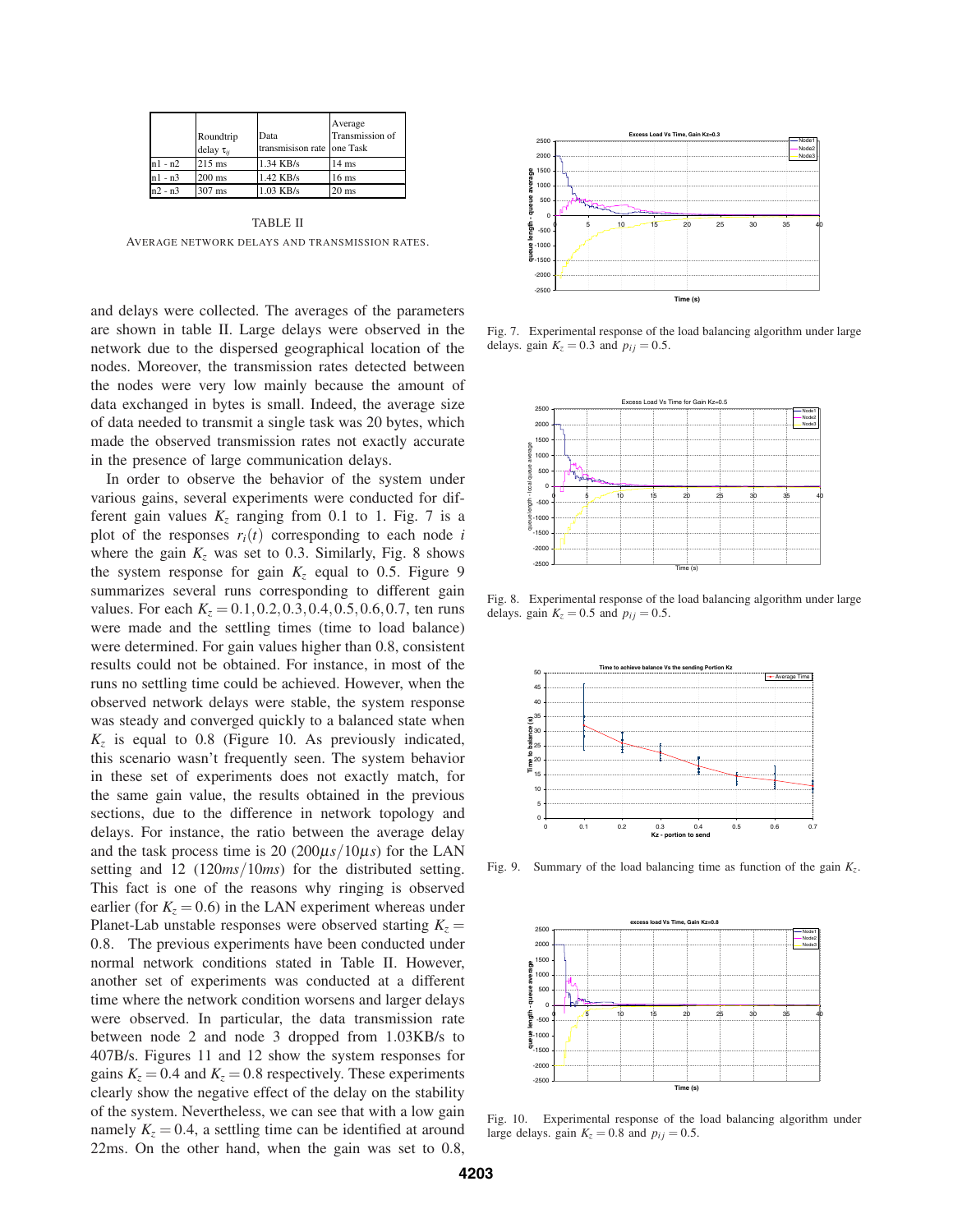|  | Roundtrip delay $\tau_{ij}$ | Data transmisison rate | Average Transmission of one Task |
|---|---|---|---|
| n1 - n2 | 215 ms | 1.34 KB/s | 14 ms |
| n1 - n3 | 200 ms | 1.42 KB/s | 16 ms |
| n2 - n3 | 307 ms | 1.03 KB/s | 20 ms |

TABLE II

AVERAGE NETWORK DELAYS AND TRANSMISSION RATES.

and delays were collected. The averages of the parameters are shown in table II. Large delays were observed in the network due to the dispersed geographical location of the nodes. Moreover, the transmission rates detected between the nodes were very low mainly because the amount of data exchanged in bytes is small. Indeed, the average size of data needed to transmit a single task was 20 bytes, which made the observed transmission rates not exactly accurate in the presence of large communication delays.

In order to observe the behavior of the system under various gains, several experiments were conducted for different gain values $K_z$ ranging from 0.1 to 1. Fig. 7 is a plot of the responses $r_i(t)$ corresponding to each node $i$ where the gain $K_z$ was set to 0.3. Similarly, Fig. 8 shows the system response for gain $K_z$ equal to 0.5. Figure 9 summarizes several runs corresponding to different gain values. For each $K_z = 0.1, 0.2, 0.3, 0.4, 0.5, 0.6, 0.7$, ten runs were made and the settling times (time to load balance) were determined. For gain values higher than 0.8, consistent results could not be obtained. For instance, in most of the runs no settling time could be achieved. However, when the observed network delays were stable, the system response was steady and converged quickly to a balanced state when $K_z$ is equal to 0.8 (Figure 10. As previously indicated, this scenario wasn't frequently seen. The system behavior in these set of experiments does not exactly match, for the same gain value, the results obtained in the previous sections, due to the difference in network topology and delays. For instance, the ratio between the average delay and the task process time is 20 ($200\mu s/10\mu s$) for the LAN setting and 12 ($120ms/10ms$) for the distributed setting. This fact is one of the reasons why ringing is observed earlier (for $K_z = 0.6$) in the LAN experiment whereas under Planet-Lab unstable responses were observed starting $K_z = 0.8$. The previous experiments have been conducted under normal network conditions stated in Table II. However, another set of experiments was conducted at a different time where the network condition worsens and larger delays were observed. In particular, the data transmission rate between node 2 and node 3 dropped from 1.03KB/s to 407B/s. Figures 11 and 12 show the system responses for gains $K_z = 0.4$ and $K_z = 0.8$ respectively. These experiments clearly show the negative effect of the delay on the stability of the system. Nevertheless, we can see that with a low gain namely $K_z = 0.4$, a settling time can be identified at around 22ms. On the other hand, when the gain was set to 0.8,

Fig. 7. Experimental response of the load balancing algorithm under large delays. gain $K_z = 0.3$ and $p_{ij} = 0.5$.

Fig. 8. Experimental response of the load balancing algorithm under large delays. gain $K_z = 0.5$ and $p_{ij} = 0.5$.

Fig. 9. Summary of the load balancing time as function of the gain $K_z$.

Fig. 10. Experimental response of the load balancing algorithm under large delays. gain $K_z = 0.8$ and $p_{ij} = 0.5$.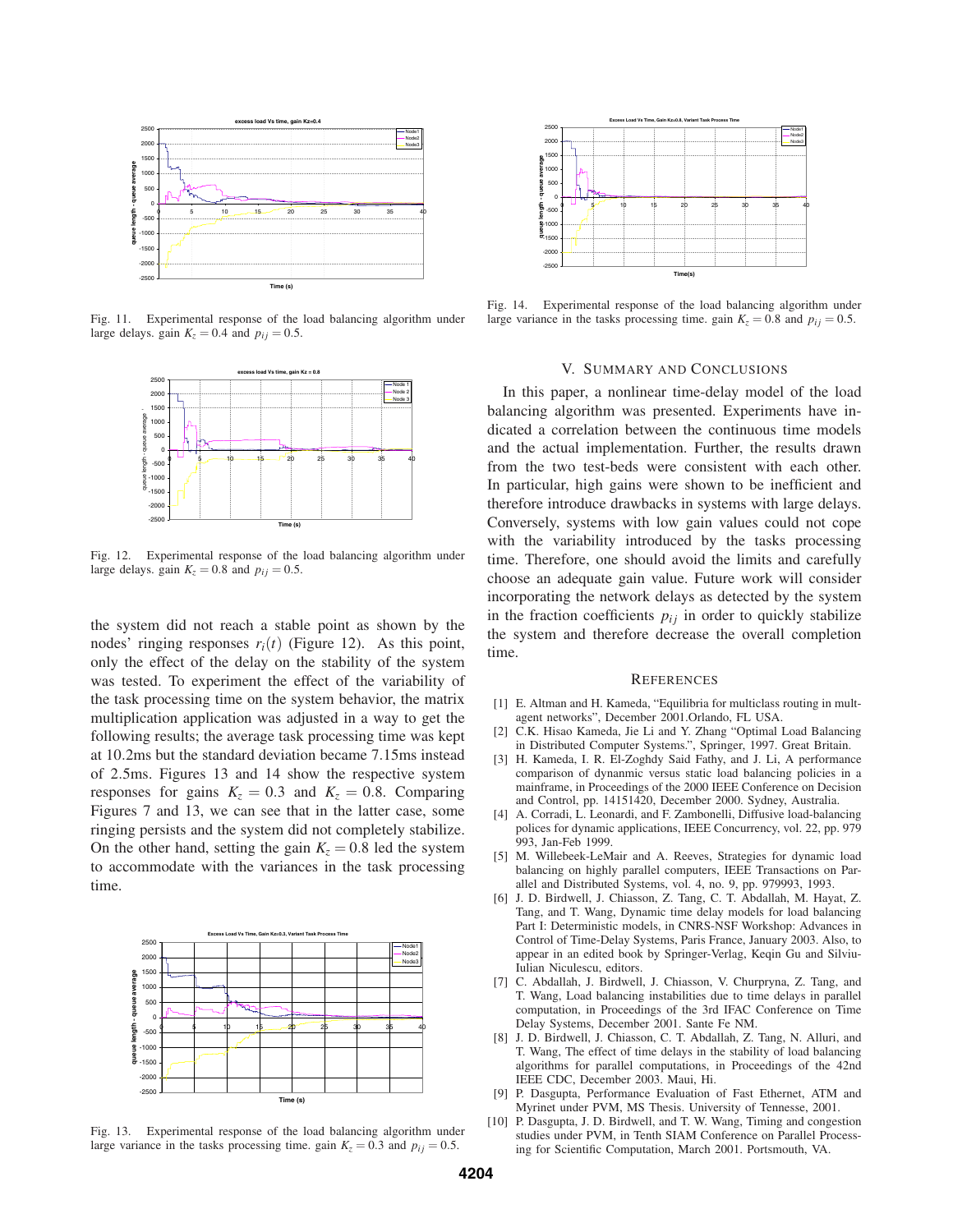excess load Vs time, gain Kz=0.4

2500
2000
1500
1000
500
0
-500
-1000
-1500
-2000
-2500

queue length - queue average

0 5 10 15 20 25 30 35 40

Time (s)

Node1
Node2
Node3

Fig. 11. Experimental response of the load balancing algorithm under large delays. gain $K_z = 0.4$ and $p_{ij} = 0.5$.

excess load Vs time, gain Kz = 0.8

2500
2000
1500
1000
500
0
-500
-1000
-1500
-2000
-2500

queue length - queue average

0 5 10 15 20 25 30 35 40

Time (s)

Node 1
Node 2
Node 3

Fig. 12. Experimental response of the load balancing algorithm under large delays. gain $K_z = 0.8$ and $p_{ij} = 0.5$.

the system did not reach a stable point as shown by the nodes' ringing responses $r_i(t)$ (Figure 12). As this point, only the effect of the delay on the stability of the system was tested. To experiment the effect of the variability of the task processing time on the system behavior, the matrix multiplication application was adjusted in a way to get the following results; the average task processing time was kept at 10.2ms but the standard deviation became 7.15ms instead of 2.5ms. Figures 13 and 14 show the respective system responses for gains $K_z = 0.3$ and $K_z = 0.8$. Comparing Figures 7 and 13, we can see that in the latter case, some ringing persists and the system did not completely stabilize. On the other hand, setting the gain $K_z = 0.8$ led the system to accommodate with the variances in the task processing time.

Excess Load Vs Time, Gain Kz=0.3, Variant Task Process Time

2500
2000
1500
1000
500
0
-500
-1000
-1500
-2000
-2500

queue length - queue average

0 5 10 15 20 25 30 35 40

Time (s)

Node1
Node2
Node3

Fig. 13. Experimental response of the load balancing algorithm under large variance in the tasks processing time. gain $K_z = 0.3$ and $p_{ij} = 0.5$.

Excess Load Vs Time, Gain Kz=0.8, Variant Task Process Time

2500
2000
1500
1000
500
0
-500
-1000
-1500
-2000
-2500

queue length - queue average

0 5 10 15 20 25 30 35 40

Time(s)

Node1
Node2
Node3

Fig. 14. Experimental response of the load balancing algorithm under large variance in the tasks processing time. gain $K_z = 0.8$ and $p_{ij} = 0.5$.

## V. Summary and Conclusions

In this paper, a nonlinear time-delay model of the load balancing algorithm was presented. Experiments have indicated a correlation between the continuous time models and the actual implementation. Further, the results drawn from the two test-beds were consistent with each other. In particular, high gains were shown to be inefficient and therefore introduce drawbacks in systems with large delays. Conversely, systems with low gain values could not cope with the variability introduced by the tasks processing time. Therefore, one should avoid the limits and carefully choose an adequate gain value. Future work will consider incorporating the network delays as detected by the system in the fraction coefficients $p_{ij}$ in order to quickly stabilize the system and therefore decrease the overall completion time.

## References

[1] E. Altman and H. Kameda, "Equilibria for multiclass routing in multagent networks", December 2001.Orlando, FL USA.

[2] C.K. Hisao Kameda, Jie Li and Y. Zhang "Optimal Load Balancing in Distributed Computer Systems.", Springer, 1997. Great Britain.

[3] H. Kameda, I. R. El-Zoghdy Said Fathy, and J. Li, A performance comparison of dynamnic versus static load balancing policies in a mainframe, in Proceedings of the 2000 IEEE Conference on Decision and Control, pp. 14151420, December 2000. Sydney, Australia.

[4] A. Corradi, L. Leonardi, and F. Zambonelli, Diffusive load-balancing polices for dynamic applications, IEEE Concurrency, vol. 22, pp. 979 993, Jan-Feb 1999.

[5] M. Willebeek-LeMair and A. Reeves, Strategies for dynamic load balancing on highly parallel computers, IEEE Transactions on Parallel and Distributed Systems, vol. 4, no. 9, pp. 979993, 1993.

[6] J. D. Birdwell, J. Chiasson, Z. Tang, C. T. Abdallah, M. Hayat, Z. Tang, and T. Wang, Dynamic time delay models for load balancing Part I: Deterministic models, in CNRS-NSF Workshop: Advances in Control of Time-Delay Systems, Paris France, January 2003. Also, to appear in an edited book by Springer-Verlag, Keqin Gu and Silviu-Iulian Niculescu, editors.

[7] C. Abdallah, J. Birdwell, J. Chiasson, V. Churpryna, Z. Tang, and T. Wang, Load balancing instabilities due to time delays in parallel computation, in Proceedings of the 3rd IFAC Conference on Time Delay Systems, December 2001. Sante Fe NM.

[8] J. D. Birdwell, J. Chiasson, C. T. Abdallah, Z. Tang, N. Alluri, and T. Wang, The effect of time delays in the stability of load balancing algorithms for parallel computations, in Proceedings of the 42nd IEEE CDC, December 2003. Maui, Hi.

[9] P. Dasgupta, Performance Evaluation of Fast Ethernet, ATM and Myrinet under PVM, MS Thesis. University of Tennesse, 2001.

[10] P. Dasgupta, J. D. Birdwell, and J. W. Wang, Timing and congestion studies under PVM, in Tenth SIAM Conference on Parallel Processing for Scientific Computation, March 2001. Portsmouth, VA.